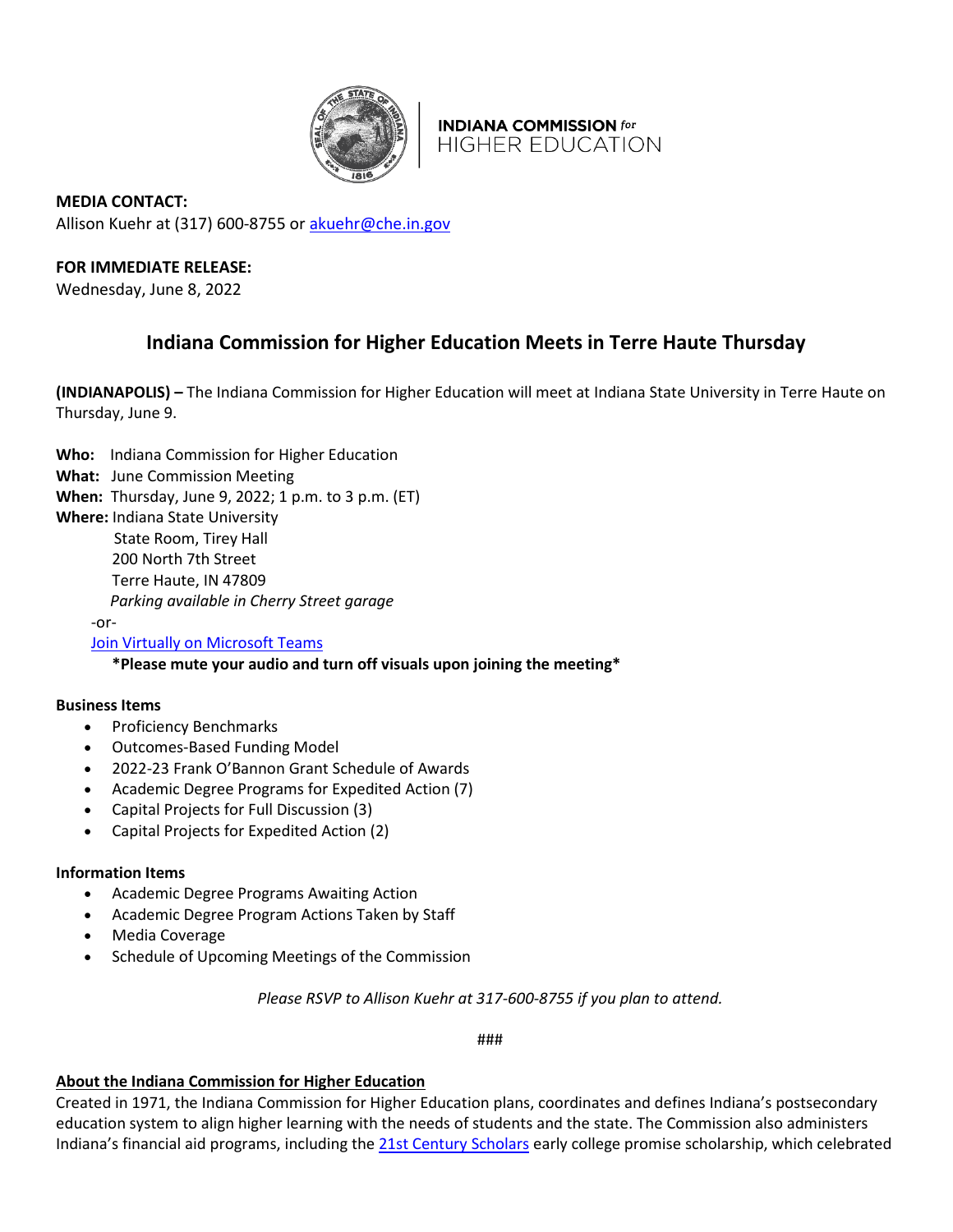**INDIANA COMMISSION for HIGHER EDUCATION**

**MEDIA CONTACT:**
Allison Kuehr at (317) 600-8755 or [akuehr@che.in.gov](mailto:akuehr@che.in.gov)

**FOR IMMEDIATE RELEASE:**
Wednesday, June 8, 2022

## Indiana Commission for Higher Education Meets in Terre Haute Thursday

**(INDIANAPOLIS) –** The Indiana Commission for Higher Education will meet at Indiana State University in Terre Haute on Thursday, June 9.

**Who:** Indiana Commission for Higher Education
**What:** June Commission Meeting
**When:** Thursday, June 9, 2022; 1 p.m. to 3 p.m. (ET)
**Where:** Indiana State University
State Room, Tirey Hall
200 North 7th Street
Terre Haute, IN 47809
*Parking available in Cherry Street garage*
-or-
[Join Virtually on Microsoft Teams]()
**\*Please mute your audio and turn off visuals upon joining the meeting\***

**Business Items**

- Proficiency Benchmarks
- Outcomes-Based Funding Model
- 2022-23 Frank O'Bannon Grant Schedule of Awards
- Academic Degree Programs for Expedited Action (7)
- Capital Projects for Full Discussion (3)
- Capital Projects for Expedited Action (2)

**Information Items**

- Academic Degree Programs Awaiting Action
- Academic Degree Program Actions Taken by Staff
- Media Coverage
- Schedule of Upcoming Meetings of the Commission

*Please RSVP to Allison Kuehr at 317-600-8755 if you plan to attend.*

###

**About the Indiana Commission for Higher Education**

Created in 1971, the Indiana Commission for Higher Education plans, coordinates and defines Indiana's postsecondary education system to align higher learning with the needs of students and the state. The Commission also administers Indiana's financial aid programs, including the [21st Century Scholars]() early college promise scholarship, which celebrated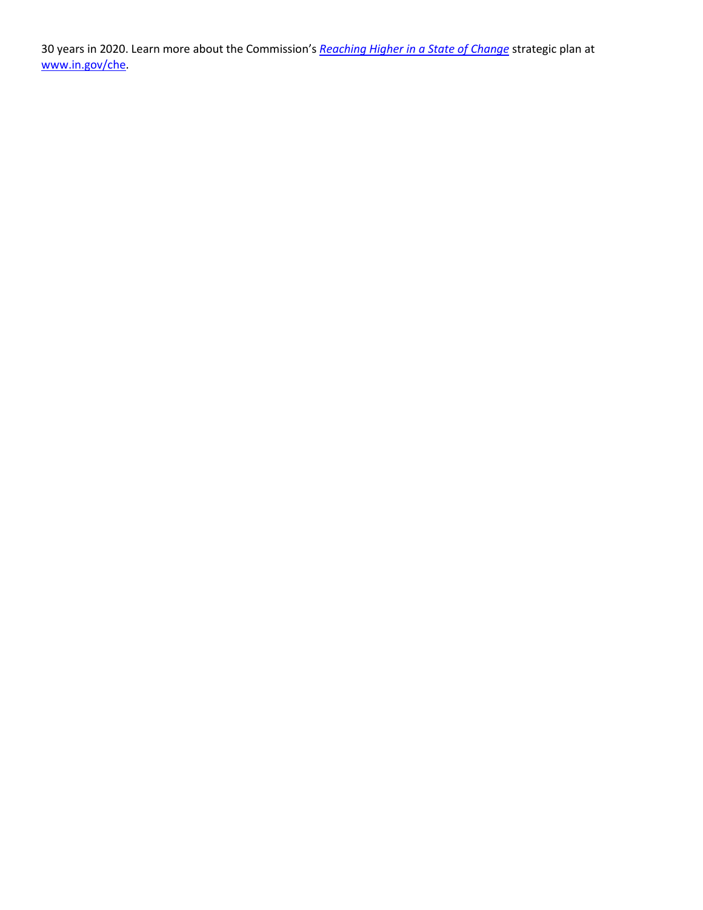30 years in 2020. Learn more about the Commission's [*Reaching Higher in a State of Change*] strategic plan at www.in.gov/che.